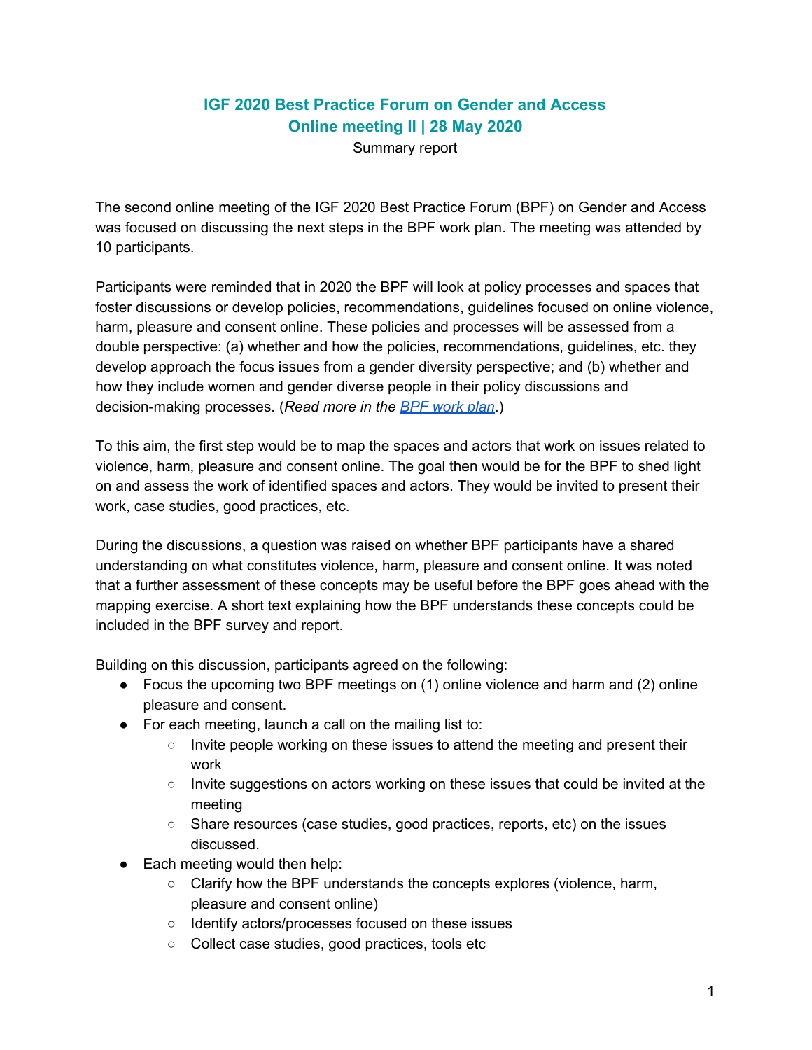# IGF 2020 Best Practice Forum on Gender and Access
## Online meeting II | 28 May 2020

Summary report

The second online meeting of the IGF 2020 Best Practice Forum (BPF) on Gender and Access was focused on discussing the next steps in the BPF work plan. The meeting was attended by 10 participants.

Participants were reminded that in 2020 the BPF will look at policy processes and spaces that foster discussions or develop policies, recommendations, guidelines focused on online violence, harm, pleasure and consent online. These policies and processes will be assessed from a double perspective: (a) whether and how the policies, recommendations, guidelines, etc. they develop approach the focus issues from a gender diversity perspective; and (b) whether and how they include women and gender diverse people in their policy discussions and decision-making processes. (*Read more in the [BPF work plan](BPF work plan).*)

To this aim, the first step would be to map the spaces and actors that work on issues related to violence, harm, pleasure and consent online. The goal then would be for the BPF to shed light on and assess the work of identified spaces and actors. They would be invited to present their work, case studies, good practices, etc.

During the discussions, a question was raised on whether BPF participants have a shared understanding on what constitutes violence, harm, pleasure and consent online. It was noted that a further assessment of these concepts may be useful before the BPF goes ahead with the mapping exercise. A short text explaining how the BPF understands these concepts could be included in the BPF survey and report.

Building on this discussion, participants agreed on the following:

- Focus the upcoming two BPF meetings on (1) online violence and harm and (2) online pleasure and consent.
- For each meeting, launch a call on the mailing list to:
  - Invite people working on these issues to attend the meeting and present their work
  - Invite suggestions on actors working on these issues that could be invited at the meeting
  - Share resources (case studies, good practices, reports, etc) on the issues discussed.
- Each meeting would then help:
  - Clarify how the BPF understands the concepts explores (violence, harm, pleasure and consent online)
  - Identify actors/processes focused on these issues
  - Collect case studies, good practices, tools etc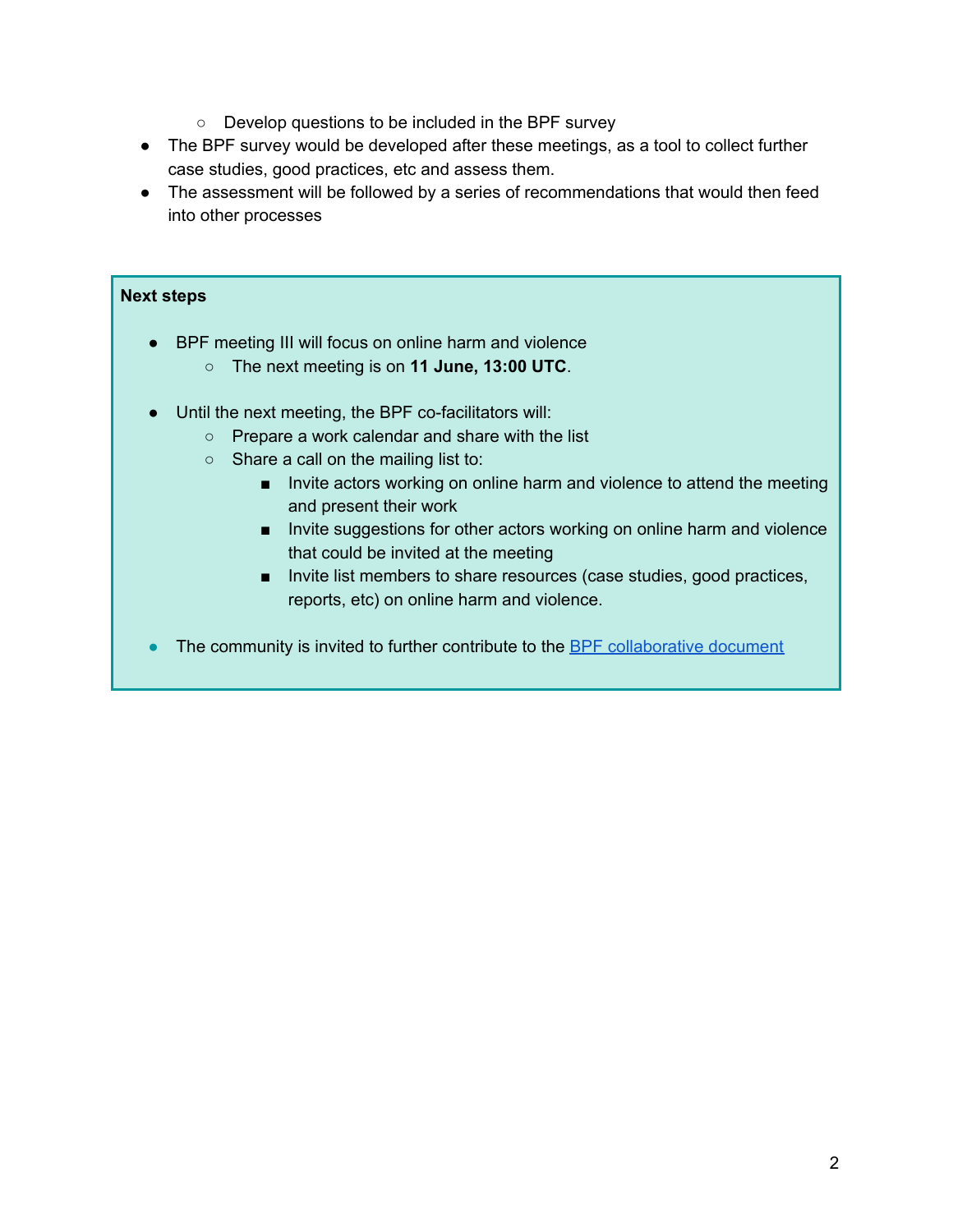- Develop questions to be included in the BPF survey
- The BPF survey would be developed after these meetings, as a tool to collect further case studies, good practices, etc and assess them.
- The assessment will be followed by a series of recommendations that would then feed into other processes

**Next steps**

- BPF meeting III will focus on online harm and violence
    - The next meeting is on **11 June, 13:00 UTC**.

- Until the next meeting, the BPF co-facilitators will:
    - Prepare a work calendar and share with the list
    - Share a call on the mailing list to:
        - Invite actors working on online harm and violence to attend the meeting and present their work
        - Invite suggestions for other actors working on online harm and violence that could be invited at the meeting
        - Invite list members to share resources (case studies, good practices, reports, etc) on online harm and violence.

- The community is invited to further contribute to the BPF collaborative document